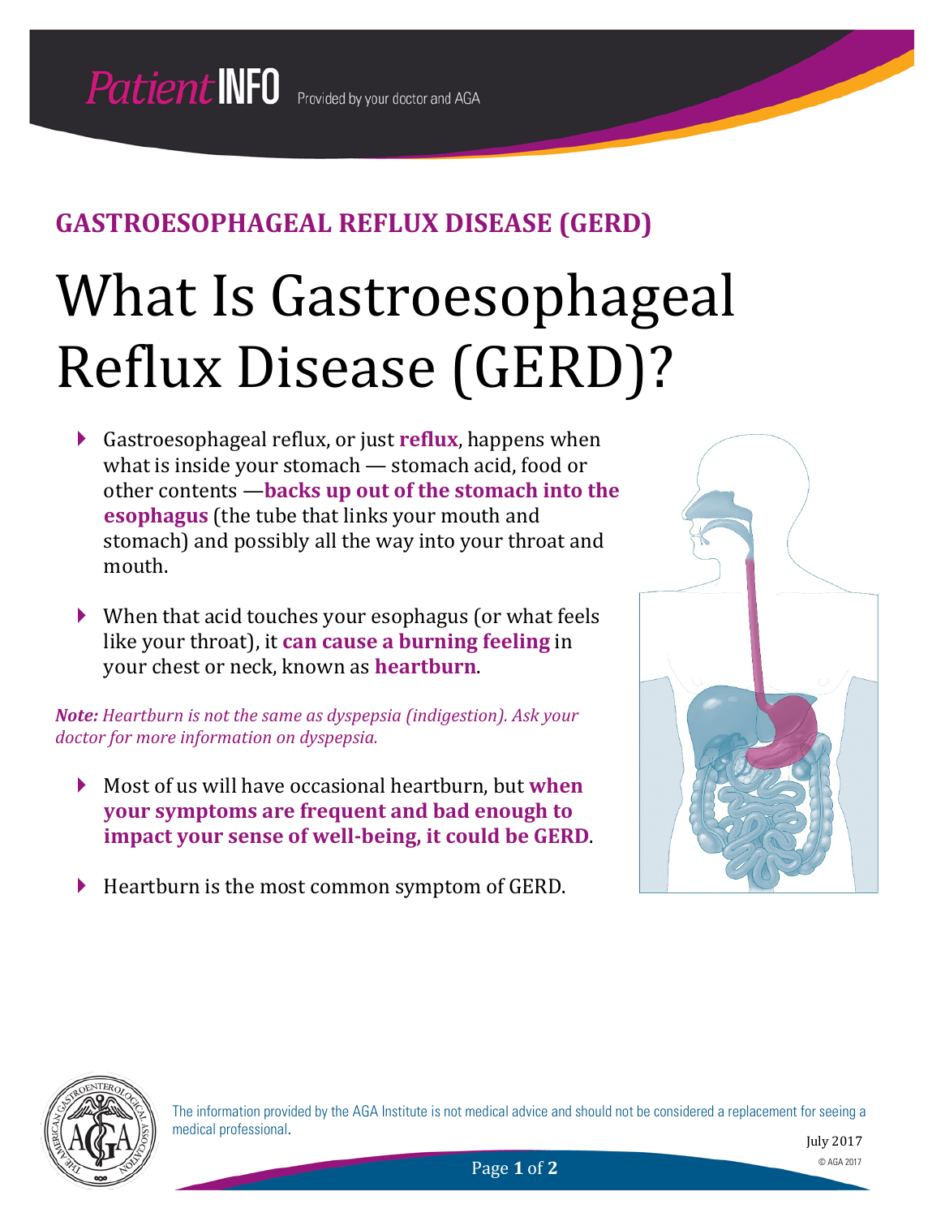PatientINFO Provided by your doctor and AGA

## GASTROESOPHAGEAL REFLUX DISEASE (GERD)

# What Is Gastroesophageal Reflux Disease (GERD)?

- Gastroesophageal reflux, or just **reflux**, happens when what is inside your stomach — stomach acid, food or other contents —**backs up out of the stomach into the esophagus** (the tube that links your mouth and stomach) and possibly all the way into your throat and mouth.
- When that acid touches your esophagus (or what feels like your throat), it **can cause a burning feeling** in your chest or neck, known as **heartburn**.

***Note:*** *Heartburn is not the same as dyspepsia (indigestion). Ask your doctor for more information on dyspepsia.*

- Most of us will have occasional heartburn, but **when your symptoms are frequent and bad enough to impact your sense of well-being, it could be GERD**.
- Heartburn is the most common symptom of GERD.

The information provided by the AGA Institute is not medical advice and should not be considered a replacement for seeing a medical professional.

July 2017

© AGA 2017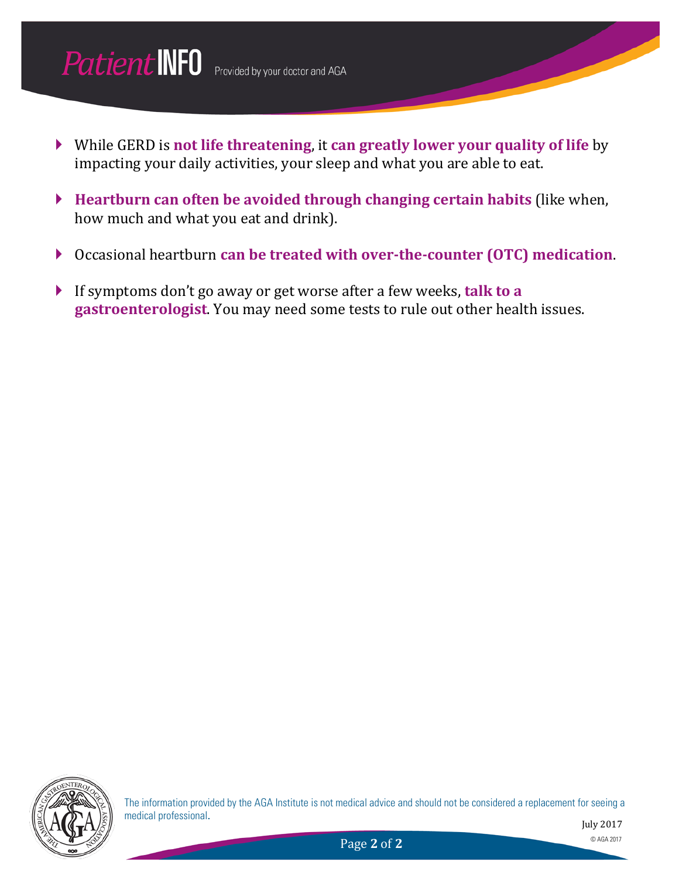- While GERD is **not life threatening**, it **can greatly lower your quality of life** by impacting your daily activities, your sleep and what you are able to eat.
- **Heartburn can often be avoided through changing certain habits** (like when, how much and what you eat and drink).
- Occasional heartburn **can be treated with over-the-counter (OTC) medication**.
- If symptoms don't go away or get worse after a few weeks, **talk to a gastroenterologist**. You may need some tests to rule out other health issues.

The information provided by the AGA Institute is not medical advice and should not be considered a replacement for seeing a medical professional.

July 2017

© AGA 2017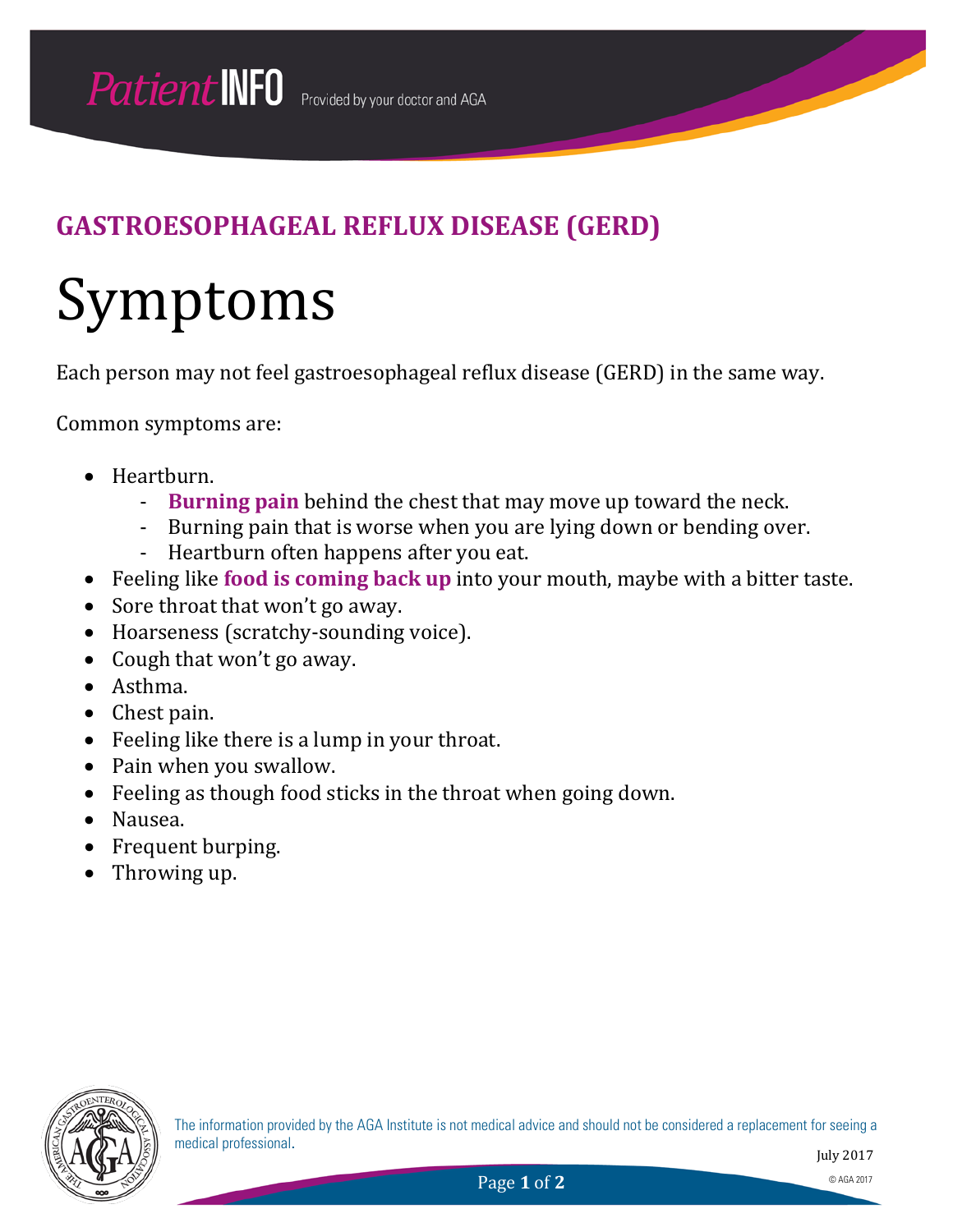## GASTROESOPHAGEAL REFLUX DISEASE (GERD)

# Symptoms

Each person may not feel gastroesophageal reflux disease (GERD) in the same way.

Common symptoms are:

- Heartburn.
  - **Burning pain** behind the chest that may move up toward the neck.
  - Burning pain that is worse when you are lying down or bending over.
  - Heartburn often happens after you eat.
- Feeling like **food is coming back up** into your mouth, maybe with a bitter taste.
- Sore throat that won't go away.
- Hoarseness (scratchy-sounding voice).
- Cough that won't go away.
- Asthma.
- Chest pain.
- Feeling like there is a lump in your throat.
- Pain when you swallow.
- Feeling as though food sticks in the throat when going down.
- Nausea.
- Frequent burping.
- Throwing up.

The information provided by the AGA Institute is not medical advice and should not be considered a replacement for seeing a medical professional.

July 2017

© AGA 2017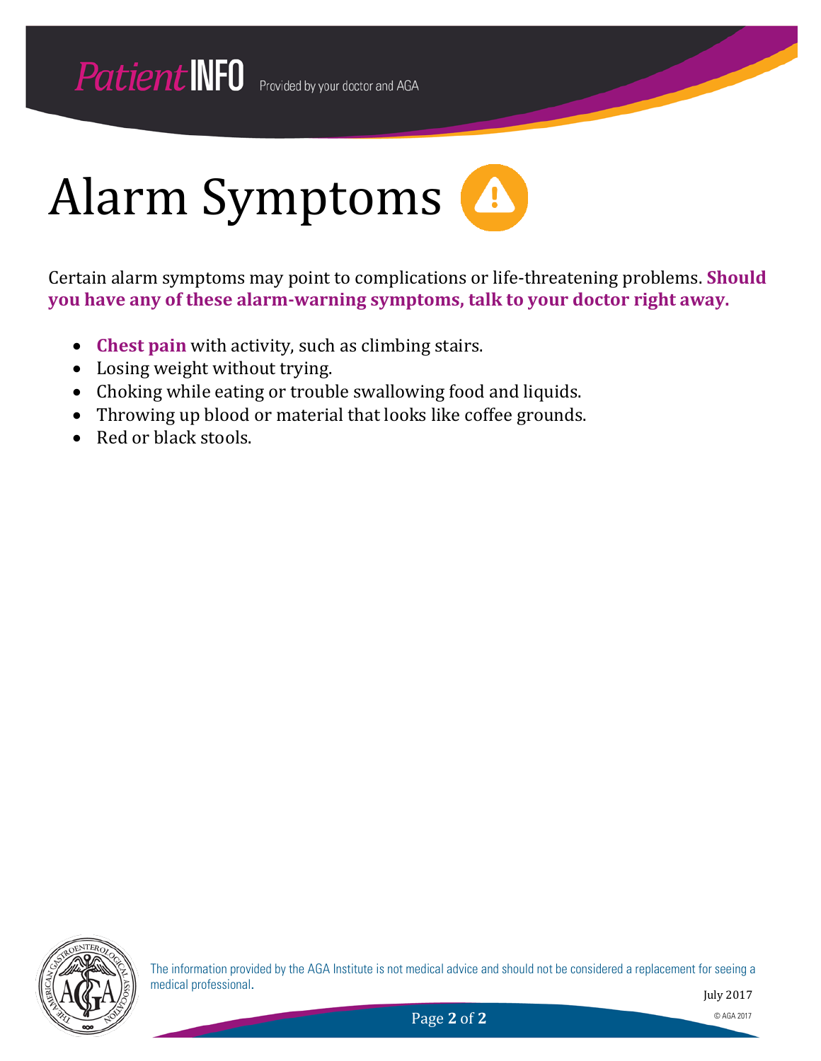# Alarm Symptoms

Certain alarm symptoms may point to complications or life-threatening problems. **Should you have any of these alarm-warning symptoms, talk to your doctor right away.**

- **Chest pain** with activity, such as climbing stairs.
- Losing weight without trying.
- Choking while eating or trouble swallowing food and liquids.
- Throwing up blood or material that looks like coffee grounds.
- Red or black stools.

The information provided by the AGA Institute is not medical advice and should not be considered a replacement for seeing a medical professional.

July 2017

© AGA 2017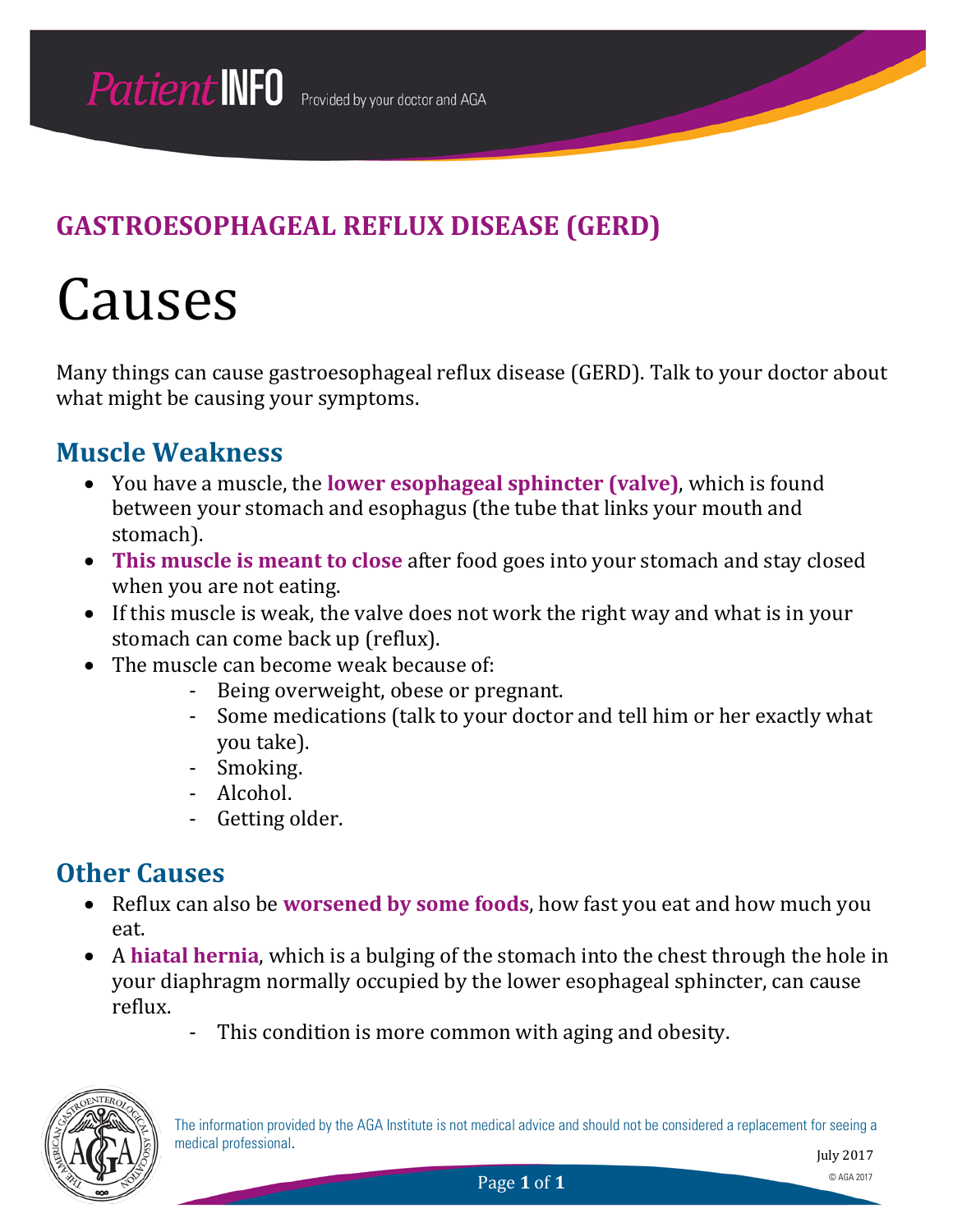# GASTROESOPHAGEAL REFLUX DISEASE (GERD)

# Causes

Many things can cause gastroesophageal reflux disease (GERD). Talk to your doctor about what might be causing your symptoms.

## Muscle Weakness

- You have a muscle, the **lower esophageal sphincter (valve)**, which is found between your stomach and esophagus (the tube that links your mouth and stomach).
- **This muscle is meant to close** after food goes into your stomach and stay closed when you are not eating.
- If this muscle is weak, the valve does not work the right way and what is in your stomach can come back up (reflux).
- The muscle can become weak because of:
    - Being overweight, obese or pregnant.
    - Some medications (talk to your doctor and tell him or her exactly what you take).
    - Smoking.
    - Alcohol.
    - Getting older.

## Other Causes

- Reflux can also be **worsened by some foods**, how fast you eat and how much you eat.
- A **hiatal hernia**, which is a bulging of the stomach into the chest through the hole in your diaphragm normally occupied by the lower esophageal sphincter, can cause reflux.
    - This condition is more common with aging and obesity.

The information provided by the AGA Institute is not medical advice and should not be considered a replacement for seeing a medical professional.

July 2017

© AGA 2017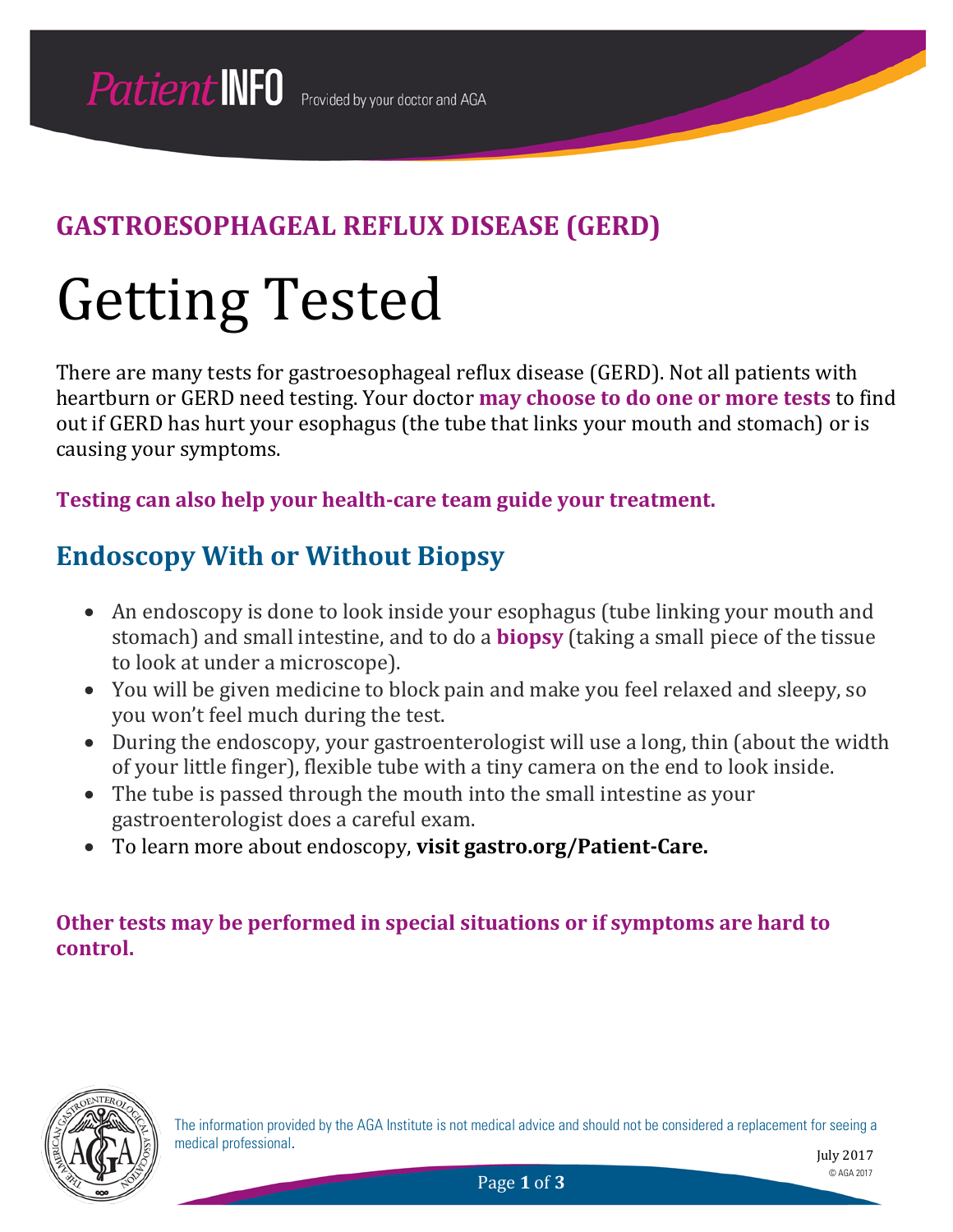**GASTROESOPHAGEAL REFLUX DISEASE (GERD)**

# Getting Tested

There are many tests for gastroesophageal reflux disease (GERD). Not all patients with heartburn or GERD need testing. Your doctor **may choose to do one or more tests** to find out if GERD has hurt your esophagus (the tube that links your mouth and stomach) or is causing your symptoms.

**Testing can also help your health-care team guide your treatment.**

## Endoscopy With or Without Biopsy

- An endoscopy is done to look inside your esophagus (tube linking your mouth and stomach) and small intestine, and to do a **biopsy** (taking a small piece of the tissue to look at under a microscope).
- You will be given medicine to block pain and make you feel relaxed and sleepy, so you won't feel much during the test.
- During the endoscopy, your gastroenterologist will use a long, thin (about the width of your little finger), flexible tube with a tiny camera on the end to look inside.
- The tube is passed through the mouth into the small intestine as your gastroenterologist does a careful exam.
- To learn more about endoscopy, **visit gastro.org/Patient-Care.**

**Other tests may be performed in special situations or if symptoms are hard to control.**

The information provided by the AGA Institute is not medical advice and should not be considered a replacement for seeing a medical professional.

July 2017

© AGA 2017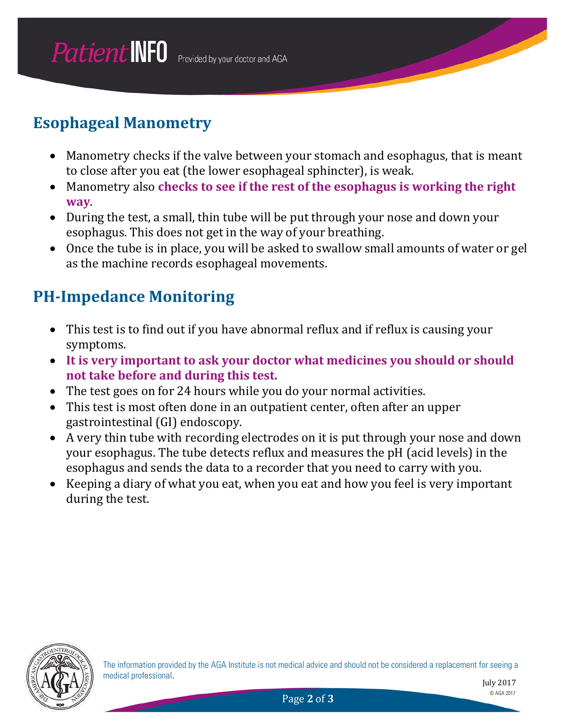## Esophageal Manometry

- Manometry checks if the valve between your stomach and esophagus, that is meant to close after you eat (the lower esophageal sphincter), is weak.
- Manometry also **checks to see if the rest of the esophagus is working the right way**.
- During the test, a small, thin tube will be put through your nose and down your esophagus. This does not get in the way of your breathing.
- Once the tube is in place, you will be asked to swallow small amounts of water or gel as the machine records esophageal movements.

## PH-Impedance Monitoring

- This test is to find out if you have abnormal reflux and if reflux is causing your symptoms.
- **It is very important to ask your doctor what medicines you should or should not take before and during this test.**
- The test goes on for 24 hours while you do your normal activities.
- This test is most often done in an outpatient center, often after an upper gastrointestinal (GI) endoscopy.
- A very thin tube with recording electrodes on it is put through your nose and down your esophagus. The tube detects reflux and measures the pH (acid levels) in the esophagus and sends the data to a recorder that you need to carry with you.
- Keeping a diary of what you eat, when you eat and how you feel is very important during the test.

The information provided by the AGA Institute is not medical advice and should not be considered a replacement for seeing a medical professional.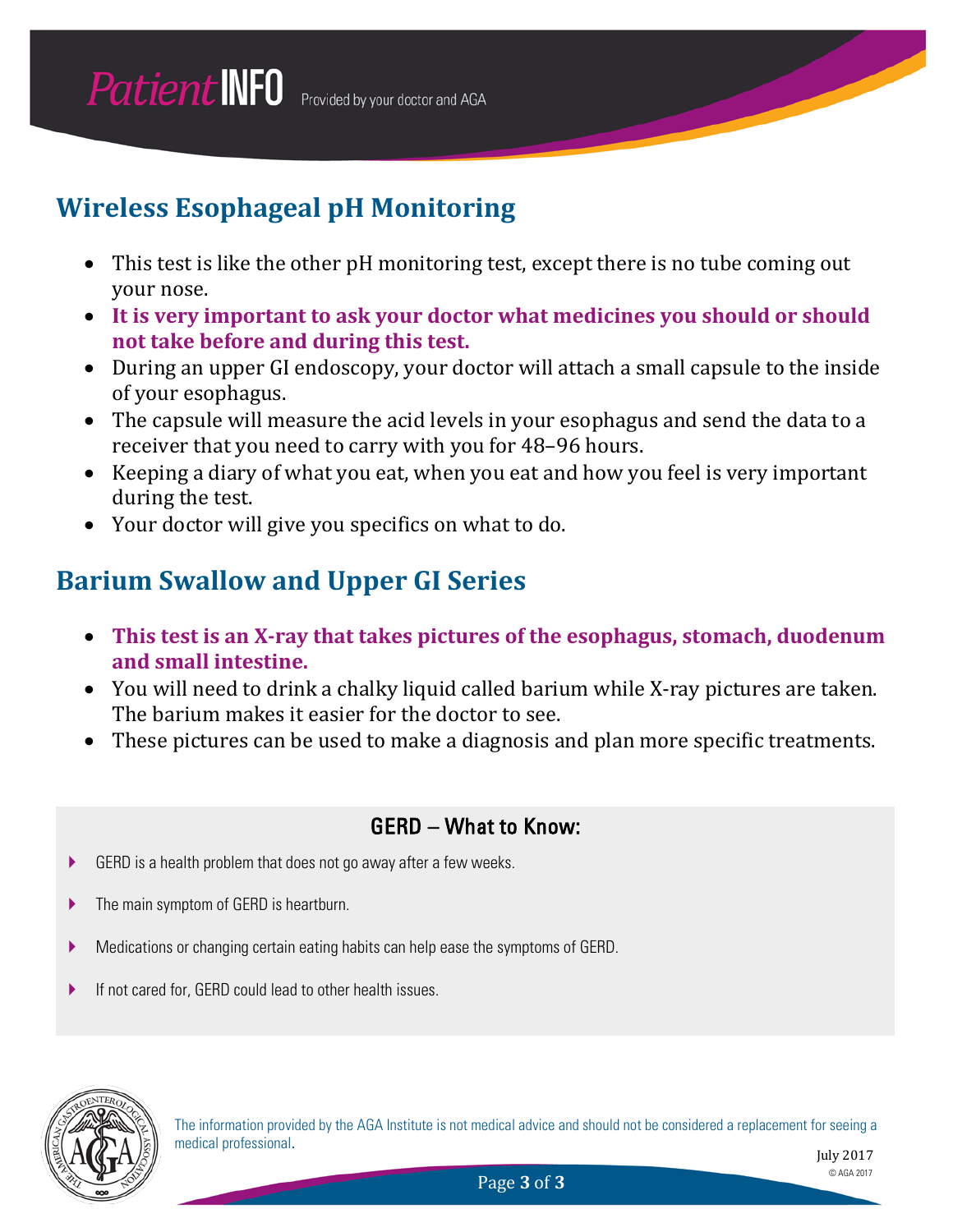## Wireless Esophageal pH Monitoring

- This test is like the other pH monitoring test, except there is no tube coming out your nose.
- **It is very important to ask your doctor what medicines you should or should not take before and during this test.**
- During an upper GI endoscopy, your doctor will attach a small capsule to the inside of your esophagus.
- The capsule will measure the acid levels in your esophagus and send the data to a receiver that you need to carry with you for 48–96 hours.
- Keeping a diary of what you eat, when you eat and how you feel is very important during the test.
- Your doctor will give you specifics on what to do.

## Barium Swallow and Upper GI Series

- **This test is an X-ray that takes pictures of the esophagus, stomach, duodenum and small intestine.**
- You will need to drink a chalky liquid called barium while X-ray pictures are taken. The barium makes it easier for the doctor to see.
- These pictures can be used to make a diagnosis and plan more specific treatments.

### GERD – What to Know:

- GERD is a health problem that does not go away after a few weeks.
- The main symptom of GERD is heartburn.
- Medications or changing certain eating habits can help ease the symptoms of GERD.
- If not cared for, GERD could lead to other health issues.

The information provided by the AGA Institute is not medical advice and should not be considered a replacement for seeing a medical professional.

July 2017

© AGA 2017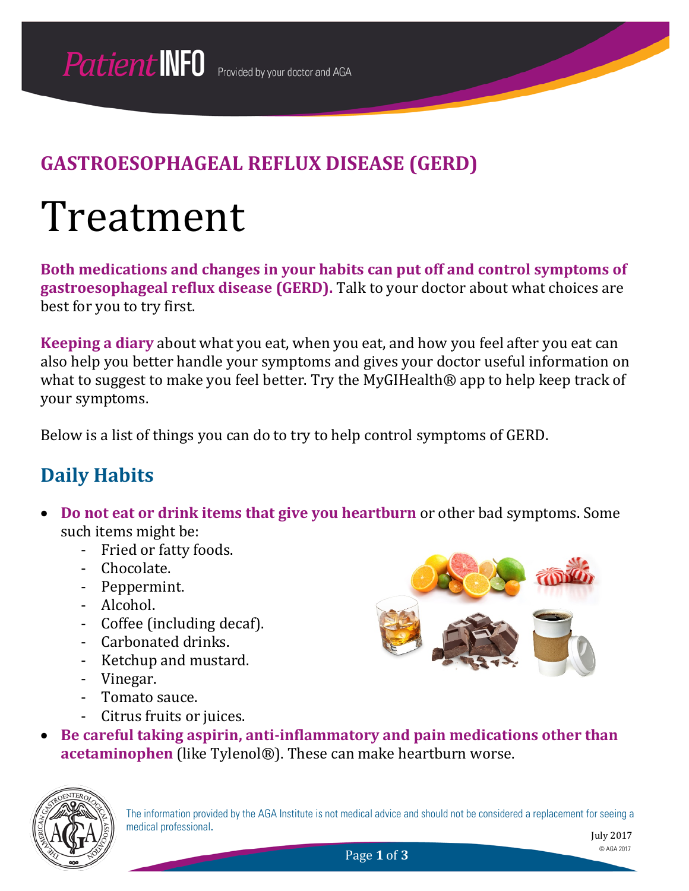# GASTROESOPHAGEAL REFLUX DISEASE (GERD)

# Treatment

**Both medications and changes in your habits can put off and control symptoms of gastroesophageal reflux disease (GERD).** Talk to your doctor about what choices are best for you to try first.

**Keeping a diary** about what you eat, when you eat, and how you feel after you eat can also help you better handle your symptoms and gives your doctor useful information on what to suggest to make you feel better. Try the MyGIHealth® app to help keep track of your symptoms.

Below is a list of things you can do to try to help control symptoms of GERD.

## Daily Habits

- **Do not eat or drink items that give you heartburn** or other bad symptoms. Some such items might be:
  - Fried or fatty foods.
  - Chocolate.
  - Peppermint.
  - Alcohol.
  - Coffee (including decaf).
  - Carbonated drinks.
  - Ketchup and mustard.
  - Vinegar.
  - Tomato sauce.
  - Citrus fruits or juices.
- **Be careful taking aspirin, anti-inflammatory and pain medications other than acetaminophen** (like Tylenol®). These can make heartburn worse.

The information provided by the AGA Institute is not medical advice and should not be considered a replacement for seeing a medical professional.

July 2017

© AGA 2017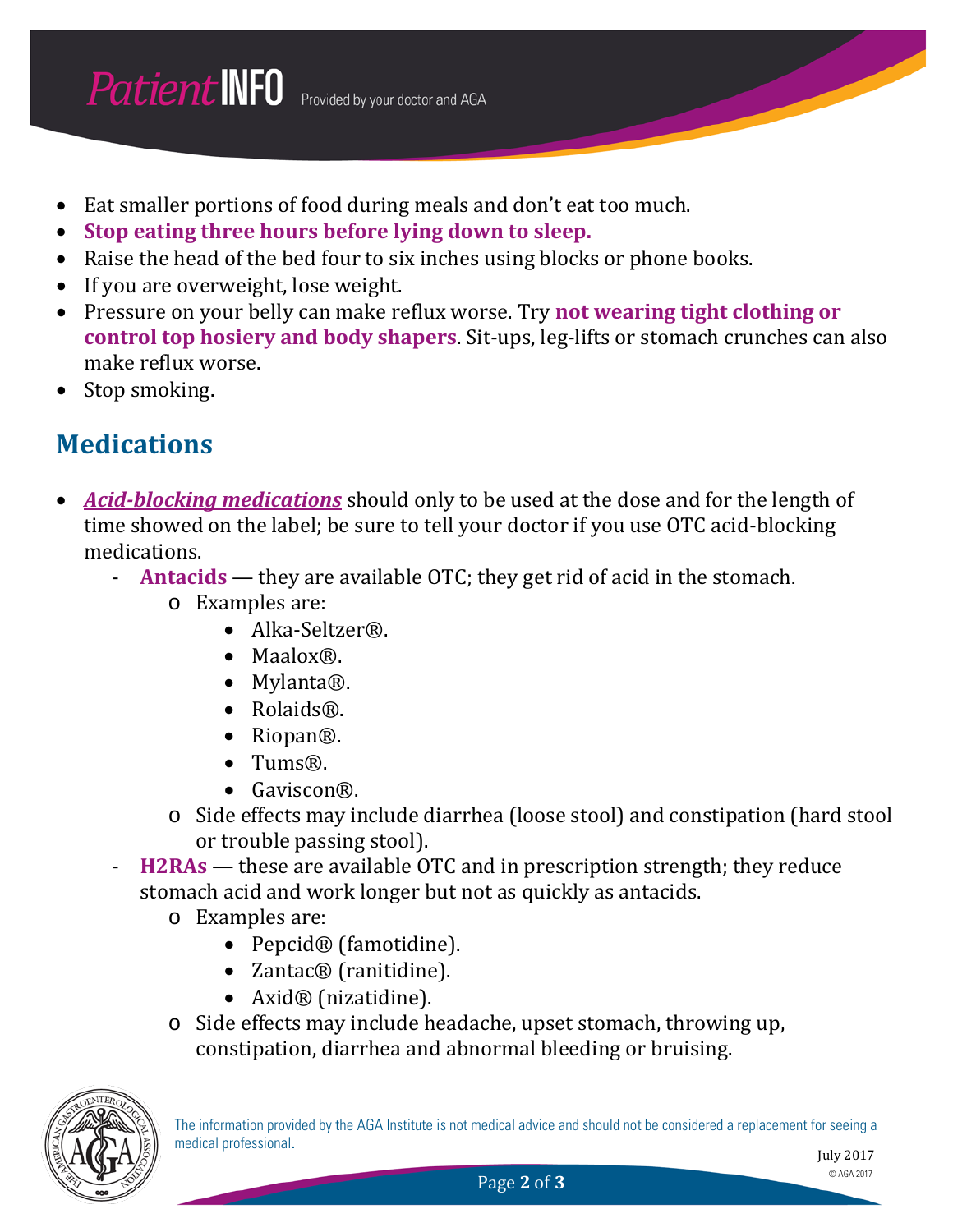- Eat smaller portions of food during meals and don't eat too much.
- **Stop eating three hours before lying down to sleep.**
- Raise the head of the bed four to six inches using blocks or phone books.
- If you are overweight, lose weight.
- Pressure on your belly can make reflux worse. Try **not wearing tight clothing or control top hosiery and body shapers**. Sit-ups, leg-lifts or stomach crunches can also make reflux worse.
- Stop smoking.

## Medications

- ***Acid-blocking medications*** should only to be used at the dose and for the length of time showed on the label; be sure to tell your doctor if you use OTC acid-blocking medications.
  - **Antacids** — they are available OTC; they get rid of acid in the stomach.
    - Examples are:
      - Alka-Seltzer®.
      - Maalox®.
      - Mylanta®.
      - Rolaids®.
      - Riopan®.
      - Tums®.
      - Gaviscon®.
    - Side effects may include diarrhea (loose stool) and constipation (hard stool or trouble passing stool).
  - **H2RAs** — these are available OTC and in prescription strength; they reduce stomach acid and work longer but not as quickly as antacids.
    - Examples are:
      - Pepcid® (famotidine).
      - Zantac® (ranitidine).
      - Axid® (nizatidine).
    - Side effects may include headache, upset stomach, throwing up, constipation, diarrhea and abnormal bleeding or bruising.

The information provided by the AGA Institute is not medical advice and should not be considered a replacement for seeing a medical professional.

July 2017

© AGA 2017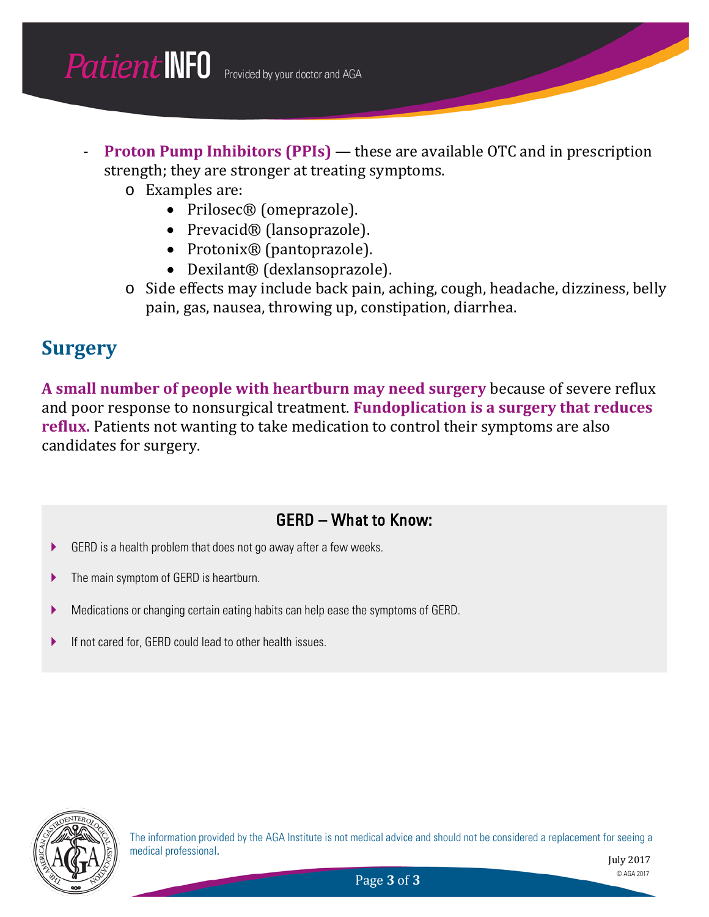- **Proton Pump Inhibitors (PPIs)** — these are available OTC and in prescription strength; they are stronger at treating symptoms.
  - Examples are:
    - Prilosec® (omeprazole).
    - Prevacid® (lansoprazole).
    - Protonix® (pantoprazole).
    - Dexilant® (dexlansoprazole).
  - Side effects may include back pain, aching, cough, headache, dizziness, belly pain, gas, nausea, throwing up, constipation, diarrhea.

## Surgery

**A small number of people with heartburn may need surgery** because of severe reflux and poor response to nonsurgical treatment. **Fundoplication is a surgery that reduces reflux.** Patients not wanting to take medication to control their symptoms are also candidates for surgery.

### GERD – What to Know:

- GERD is a health problem that does not go away after a few weeks.
- The main symptom of GERD is heartburn.
- Medications or changing certain eating habits can help ease the symptoms of GERD.
- If not cared for, GERD could lead to other health issues.

The information provided by the AGA Institute is not medical advice and should not be considered a replacement for seeing a medical professional.

July 2017

© AGA 2017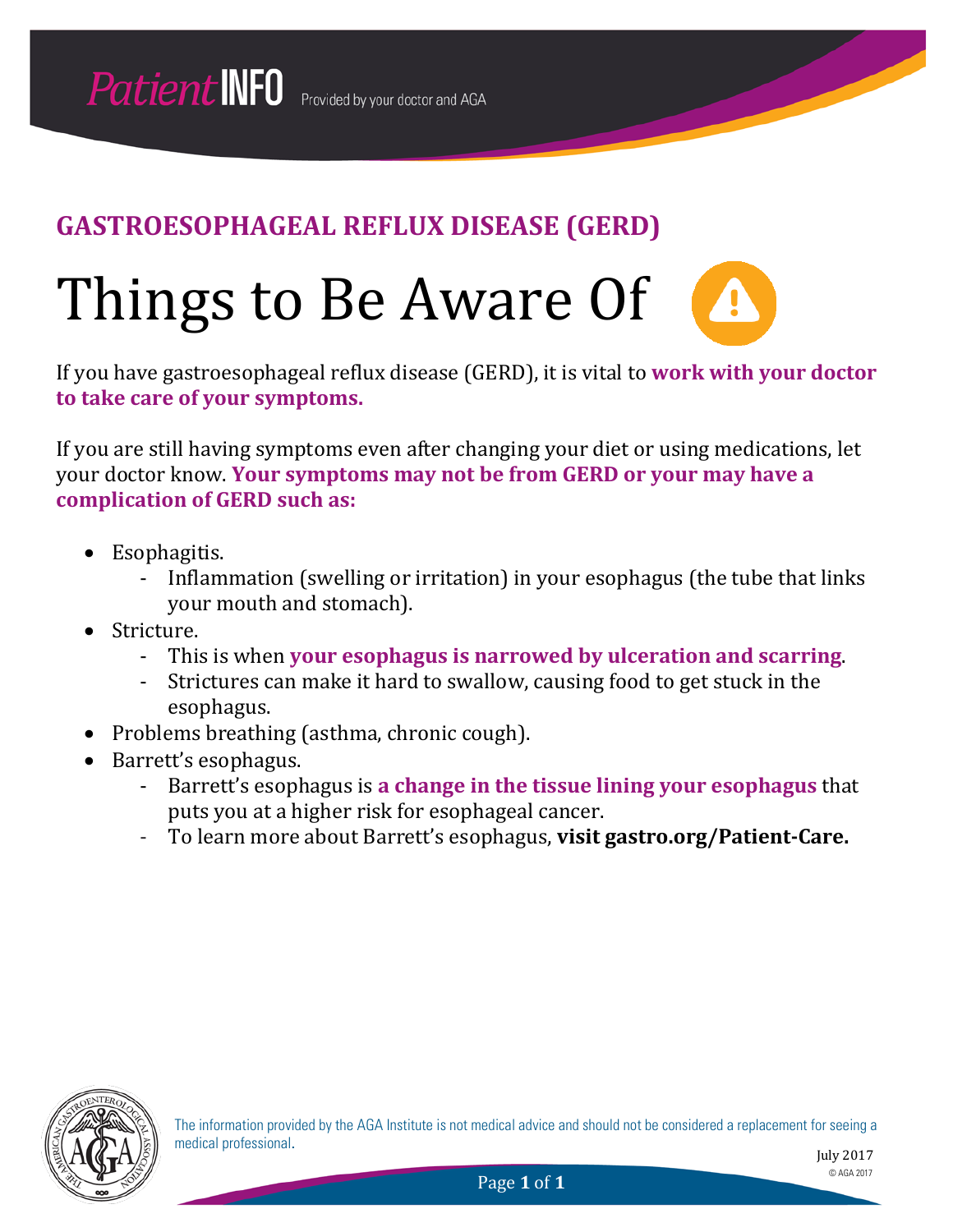PatientINFO Provided by your doctor and AGA

## GASTROESOPHAGEAL REFLUX DISEASE (GERD)

# Things to Be Aware Of

If you have gastroesophageal reflux disease (GERD), it is vital to **work with your doctor to take care of your symptoms.**

If you are still having symptoms even after changing your diet or using medications, let your doctor know. **Your symptoms may not be from GERD or your may have a complication of GERD such as:**

- Esophagitis.
  - Inflammation (swelling or irritation) in your esophagus (the tube that links your mouth and stomach).
- Stricture.
  - This is when **your esophagus is narrowed by ulceration and scarring**.
  - Strictures can make it hard to swallow, causing food to get stuck in the esophagus.
- Problems breathing (asthma, chronic cough).
- Barrett's esophagus.
  - Barrett's esophagus is **a change in the tissue lining your esophagus** that puts you at a higher risk for esophageal cancer.
  - To learn more about Barrett's esophagus, **visit gastro.org/Patient-Care.**

The information provided by the AGA Institute is not medical advice and should not be considered a replacement for seeing a medical professional.

July 2017

© AGA 2017